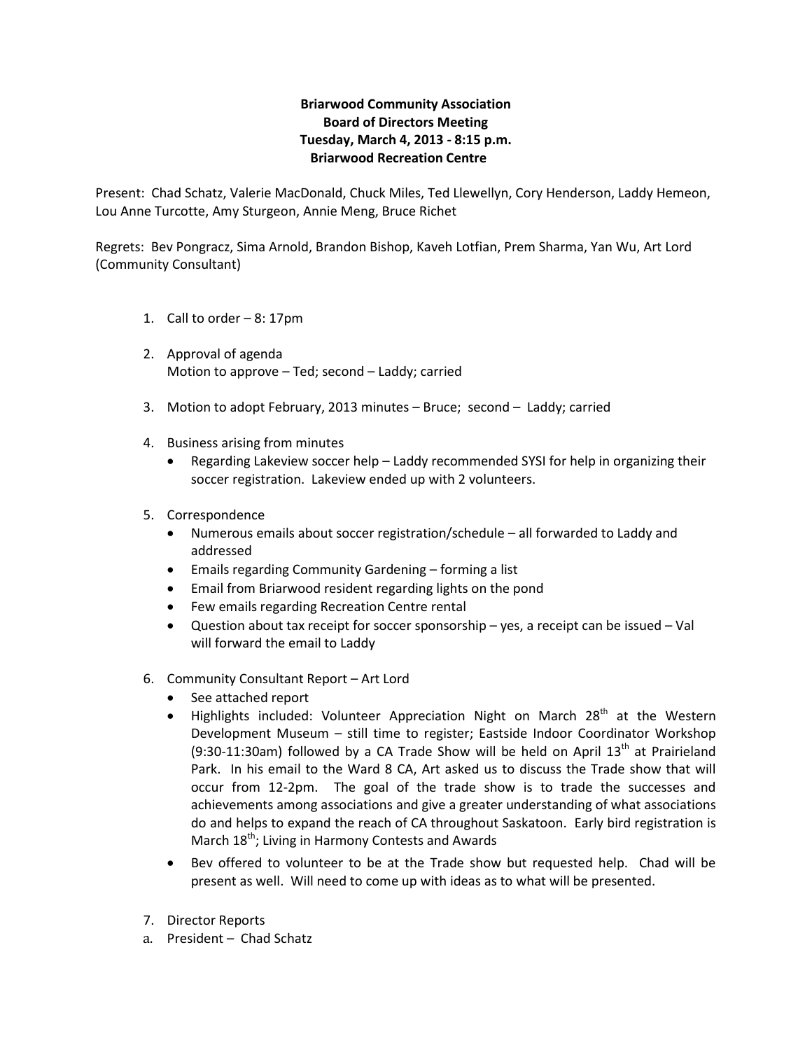**Briarwood Community Association**
**Board of Directors Meeting**
**Tuesday, March 4, 2013 - 8:15 p.m.**
**Briarwood Recreation Centre**

Present: Chad Schatz, Valerie MacDonald, Chuck Miles, Ted Llewellyn, Cory Henderson, Laddy Hemeon, Lou Anne Turcotte, Amy Sturgeon, Annie Meng, Bruce Richet

Regrets: Bev Pongracz, Sima Arnold, Brandon Bishop, Kaveh Lotfian, Prem Sharma, Yan Wu, Art Lord (Community Consultant)

1. Call to order – 8: 17pm
2. Approval of agenda
   Motion to approve – Ted; second – Laddy; carried
3. Motion to adopt February, 2013 minutes – Bruce; second – Laddy; carried
4. Business arising from minutes
   - Regarding Lakeview soccer help – Laddy recommended SYSI for help in organizing their soccer registration. Lakeview ended up with 2 volunteers.
5. Correspondence
   - Numerous emails about soccer registration/schedule – all forwarded to Laddy and addressed
   - Emails regarding Community Gardening – forming a list
   - Email from Briarwood resident regarding lights on the pond
   - Few emails regarding Recreation Centre rental
   - Question about tax receipt for soccer sponsorship – yes, a receipt can be issued – Val will forward the email to Laddy
6. Community Consultant Report – Art Lord
   - See attached report
   - Highlights included: Volunteer Appreciation Night on March 28th at the Western Development Museum – still time to register; Eastside Indoor Coordinator Workshop (9:30-11:30am) followed by a CA Trade Show will be held on April 13th at Prairieland Park. In his email to the Ward 8 CA, Art asked us to discuss the Trade show that will occur from 12-2pm. The goal of the trade show is to trade the successes and achievements among associations and give a greater understanding of what associations do and helps to expand the reach of CA throughout Saskatoon. Early bird registration is March 18th; Living in Harmony Contests and Awards
   - Bev offered to volunteer to be at the Trade show but requested help. Chad will be present as well. Will need to come up with ideas as to what will be presented.
7. Director Reports

a. President – Chad Schatz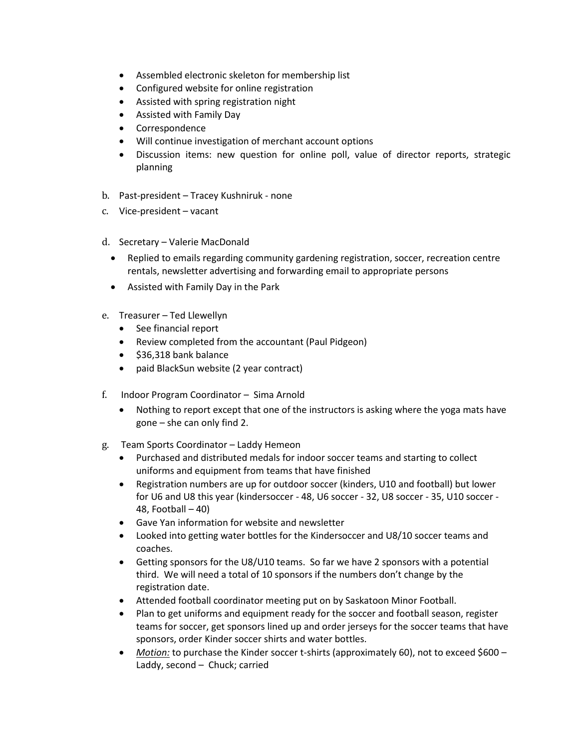- Assembled electronic skeleton for membership list
- Configured website for online registration
- Assisted with spring registration night
- Assisted with Family Day
- Correspondence
- Will continue investigation of merchant account options
- Discussion items: new question for online poll, value of director reports, strategic planning

b. Past-president – Tracey Kushniruk - none

c. Vice-president – vacant

d. Secretary – Valerie MacDonald

- Replied to emails regarding community gardening registration, soccer, recreation centre rentals, newsletter advertising and forwarding email to appropriate persons
- Assisted with Family Day in the Park

e. Treasurer – Ted Llewellyn

- See financial report
- Review completed from the accountant (Paul Pidgeon)
- $36,318 bank balance
- paid BlackSun website (2 year contract)

f. Indoor Program Coordinator – Sima Arnold

- Nothing to report except that one of the instructors is asking where the yoga mats have gone – she can only find 2.

g. Team Sports Coordinator – Laddy Hemeon

- Purchased and distributed medals for indoor soccer teams and starting to collect uniforms and equipment from teams that have finished
- Registration numbers are up for outdoor soccer (kinders, U10 and football) but lower for U6 and U8 this year (kindersoccer - 48, U6 soccer - 32, U8 soccer - 35, U10 soccer - 48, Football – 40)
- Gave Yan information for website and newsletter
- Looked into getting water bottles for the Kindersoccer and U8/10 soccer teams and coaches.
- Getting sponsors for the U8/U10 teams. So far we have 2 sponsors with a potential third. We will need a total of 10 sponsors if the numbers don't change by the registration date.
- Attended football coordinator meeting put on by Saskatoon Minor Football.
- Plan to get uniforms and equipment ready for the soccer and football season, register teams for soccer, get sponsors lined up and order jerseys for the soccer teams that have sponsors, order Kinder soccer shirts and water bottles.
- *Motion:* to purchase the Kinder soccer t-shirts (approximately 60), not to exceed $600 – Laddy, second – Chuck; carried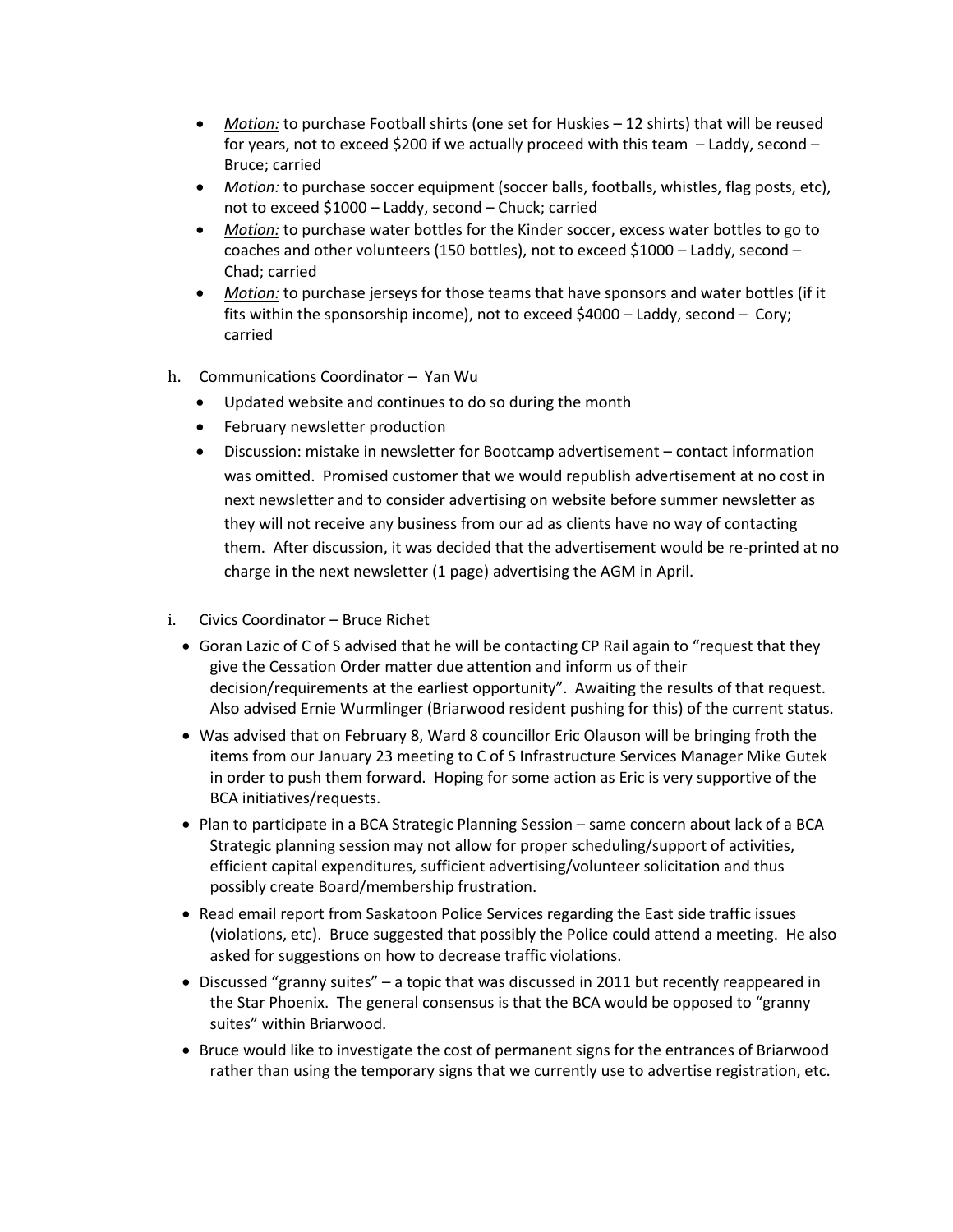- *Motion:* to purchase Football shirts (one set for Huskies – 12 shirts) that will be reused for years, not to exceed $200 if we actually proceed with this team – Laddy, second – Bruce; carried
- *Motion:* to purchase soccer equipment (soccer balls, footballs, whistles, flag posts, etc), not to exceed $1000 – Laddy, second – Chuck; carried
- *Motion:* to purchase water bottles for the Kinder soccer, excess water bottles to go to coaches and other volunteers (150 bottles), not to exceed $1000 – Laddy, second – Chad; carried
- *Motion:* to purchase jerseys for those teams that have sponsors and water bottles (if it fits within the sponsorship income), not to exceed $4000 – Laddy, second – Cory; carried

h. Communications Coordinator – Yan Wu

- Updated website and continues to do so during the month
- February newsletter production
- Discussion: mistake in newsletter for Bootcamp advertisement – contact information was omitted. Promised customer that we would republish advertisement at no cost in next newsletter and to consider advertising on website before summer newsletter as they will not receive any business from our ad as clients have no way of contacting them. After discussion, it was decided that the advertisement would be re-printed at no charge in the next newsletter (1 page) advertising the AGM in April.

i. Civics Coordinator – Bruce Richet

- Goran Lazic of C of S advised that he will be contacting CP Rail again to "request that they give the Cessation Order matter due attention and inform us of their decision/requirements at the earliest opportunity". Awaiting the results of that request. Also advised Ernie Wurmlinger (Briarwood resident pushing for this) of the current status.
- Was advised that on February 8, Ward 8 councillor Eric Olauson will be bringing froth the items from our January 23 meeting to C of S Infrastructure Services Manager Mike Gutek in order to push them forward. Hoping for some action as Eric is very supportive of the BCA initiatives/requests.
- Plan to participate in a BCA Strategic Planning Session – same concern about lack of a BCA Strategic planning session may not allow for proper scheduling/support of activities, efficient capital expenditures, sufficient advertising/volunteer solicitation and thus possibly create Board/membership frustration.
- Read email report from Saskatoon Police Services regarding the East side traffic issues (violations, etc). Bruce suggested that possibly the Police could attend a meeting. He also asked for suggestions on how to decrease traffic violations.
- Discussed "granny suites" – a topic that was discussed in 2011 but recently reappeared in the Star Phoenix. The general consensus is that the BCA would be opposed to "granny suites" within Briarwood.
- Bruce would like to investigate the cost of permanent signs for the entrances of Briarwood rather than using the temporary signs that we currently use to advertise registration, etc.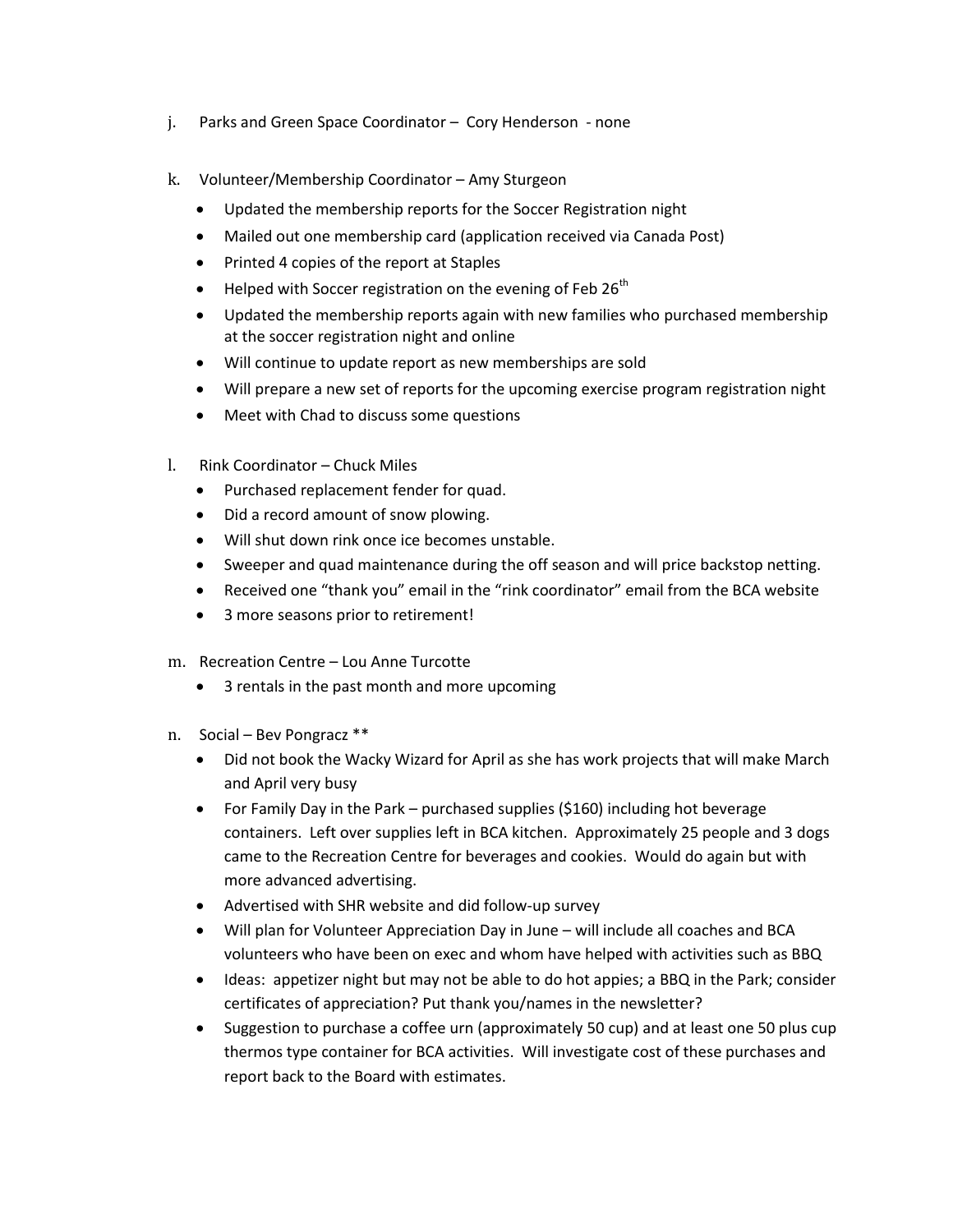j. Parks and Green Space Coordinator – Cory Henderson - none

k. Volunteer/Membership Coordinator – Amy Sturgeon

- Updated the membership reports for the Soccer Registration night
- Mailed out one membership card (application received via Canada Post)
- Printed 4 copies of the report at Staples
- Helped with Soccer registration on the evening of Feb 26th
- Updated the membership reports again with new families who purchased membership at the soccer registration night and online
- Will continue to update report as new memberships are sold
- Will prepare a new set of reports for the upcoming exercise program registration night
- Meet with Chad to discuss some questions

l. Rink Coordinator – Chuck Miles

- Purchased replacement fender for quad.
- Did a record amount of snow plowing.
- Will shut down rink once ice becomes unstable.
- Sweeper and quad maintenance during the off season and will price backstop netting.
- Received one "thank you" email in the "rink coordinator" email from the BCA website
- 3 more seasons prior to retirement!

m. Recreation Centre – Lou Anne Turcotte

- 3 rentals in the past month and more upcoming

n. Social – Bev Pongracz **

- Did not book the Wacky Wizard for April as she has work projects that will make March and April very busy
- For Family Day in the Park – purchased supplies ($160) including hot beverage containers. Left over supplies left in BCA kitchen. Approximately 25 people and 3 dogs came to the Recreation Centre for beverages and cookies. Would do again but with more advanced advertising.
- Advertised with SHR website and did follow-up survey
- Will plan for Volunteer Appreciation Day in June – will include all coaches and BCA volunteers who have been on exec and whom have helped with activities such as BBQ
- Ideas: appetizer night but may not be able to do hot appies; a BBQ in the Park; consider certificates of appreciation? Put thank you/names in the newsletter?
- Suggestion to purchase a coffee urn (approximately 50 cup) and at least one 50 plus cup thermos type container for BCA activities. Will investigate cost of these purchases and report back to the Board with estimates.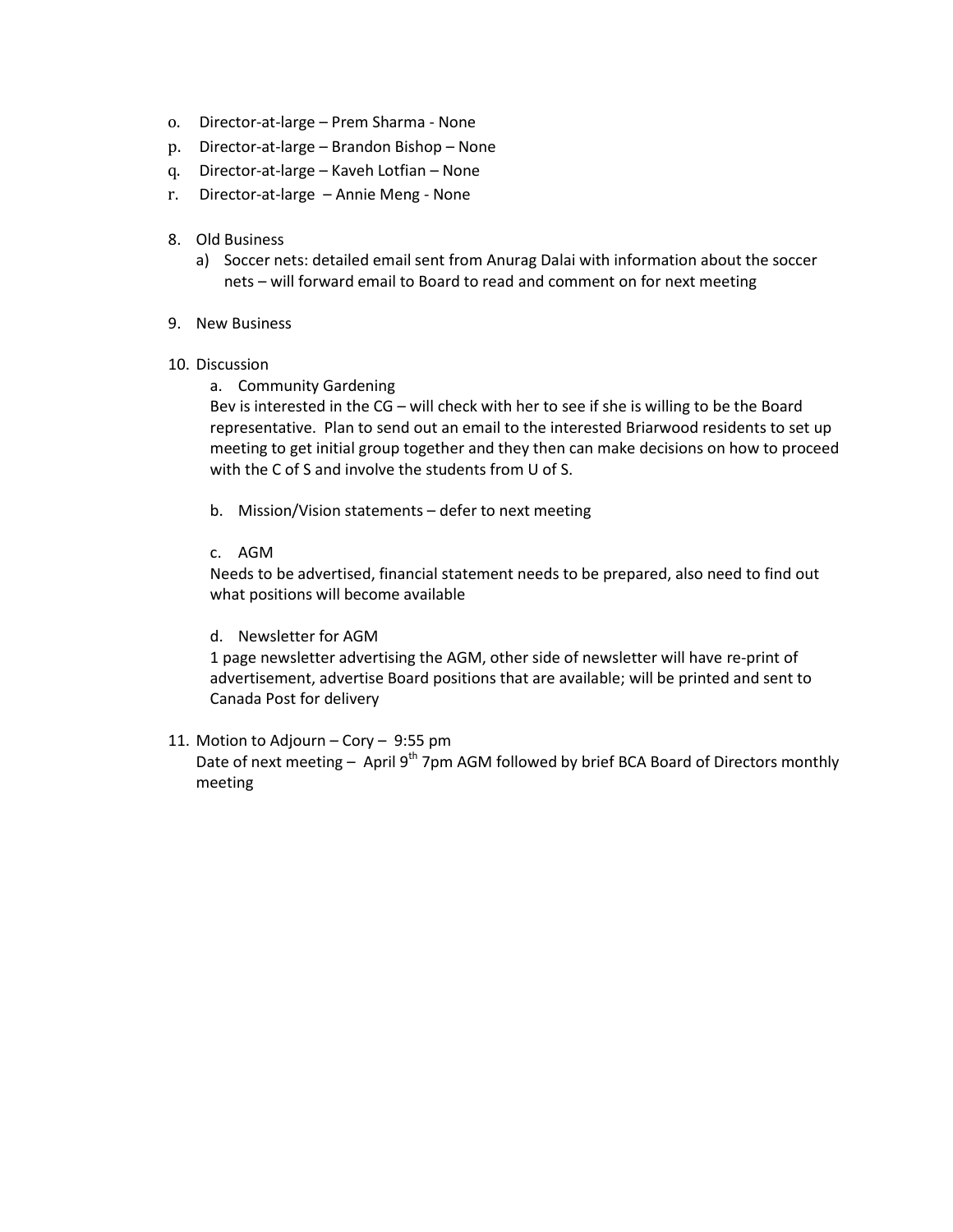o. Director-at-large – Prem Sharma - None
p. Director-at-large – Brandon Bishop – None
q. Director-at-large – Kaveh Lotfian – None
r. Director-at-large – Annie Meng - None

8. Old Business
   a) Soccer nets: detailed email sent from Anurag Dalai with information about the soccer nets – will forward email to Board to read and comment on for next meeting

9. New Business

10. Discussion
    a. Community Gardening
    Bev is interested in the CG – will check with her to see if she is willing to be the Board representative. Plan to send out an email to the interested Briarwood residents to set up meeting to get initial group together and they then can make decisions on how to proceed with the C of S and involve the students from U of S.

    b. Mission/Vision statements – defer to next meeting

    c. AGM
    Needs to be advertised, financial statement needs to be prepared, also need to find out what positions will become available

    d. Newsletter for AGM
    1 page newsletter advertising the AGM, other side of newsletter will have re-print of advertisement, advertise Board positions that are available; will be printed and sent to Canada Post for delivery

11. Motion to Adjourn – Cory – 9:55 pm
    Date of next meeting – April 9th 7pm AGM followed by brief BCA Board of Directors monthly meeting